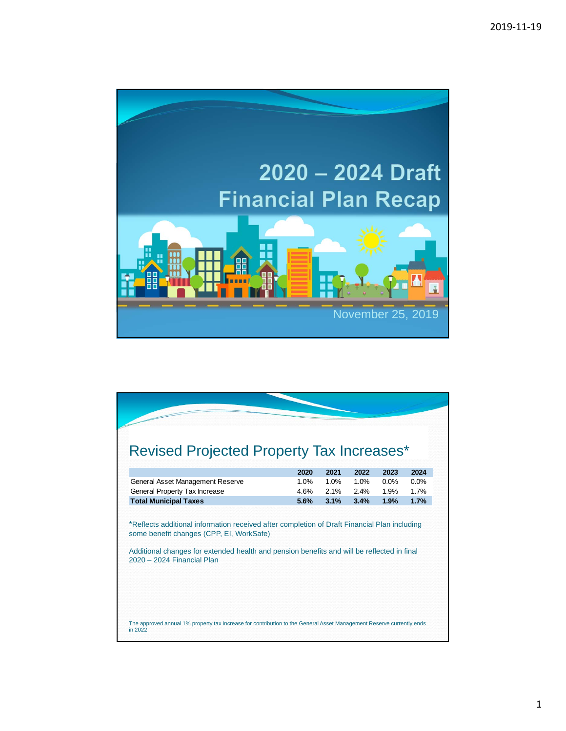# 2020 – 2024 Draft Financial Plan Recap

November 25, 2019

## Revised Projected Property Tax Increases*

| | 2020 | 2021 | 2022 | 2023 | 2024 |
|---|---|---|---|---|---|
| General Asset Management Reserve | 1.0% | 1.0% | 1.0% | 0.0% | 0.0% |
| General Property Tax Increase | 4.6% | 2.1% | 2.4% | 1.9% | 1.7% |
| **Total Municipal Taxes** | **5.6%** | **3.1%** | **3.4%** | **1.9%** | **1.7%** |

*Reflects additional information received after completion of Draft Financial Plan including some benefit changes (CPP, EI, WorkSafe)

Additional changes for extended health and pension benefits and will be reflected in final 2020 – 2024 Financial Plan

The approved annual 1% property tax increase for contribution to the General Asset Management Reserve currently ends in 2022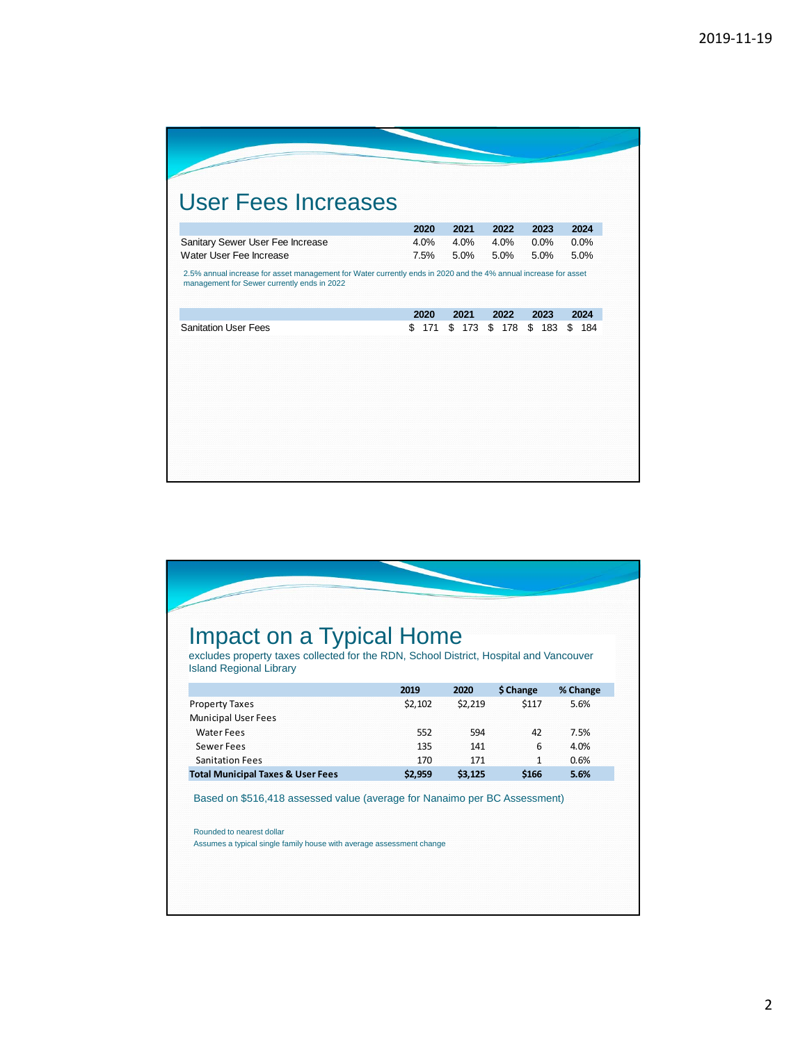## User Fees Increases

| | 2020 | 2021 | 2022 | 2023 | 2024 |
|---|---|---|---|---|---|
| Sanitary Sewer User Fee Increase | 4.0% | 4.0% | 4.0% | 0.0% | 0.0% |
| Water User Fee Increase | 7.5% | 5.0% | 5.0% | 5.0% | 5.0% |

2.5% annual increase for asset management for Water currently ends in 2020 and the 4% annual increase for asset management for Sewer currently ends in 2022

| | 2020 | 2021 | 2022 | 2023 | 2024 |
|---|---|---|---|---|---|
| Sanitation User Fees | $ 171 | $ 173 | $ 178 | $ 183 | $ 184 |

## Impact on a Typical Home

excludes property taxes collected for the RDN, School District, Hospital and Vancouver Island Regional Library

| | 2019 | 2020 | $ Change | % Change |
|---|---|---|---|---|
| Property Taxes | $2,102 | $2,219 | $117 | 5.6% |
| Municipal User Fees | | | | |
| Water Fees | 552 | 594 | 42 | 7.5% |
| Sewer Fees | 135 | 141 | 6 | 4.0% |
| Sanitation Fees | 170 | 171 | 1 | 0.6% |
| **Total Municipal Taxes & User Fees** | **$2,959** | **$3,125** | **$166** | **5.6%** |

Based on $516,418 assessed value (average for Nanaimo per BC Assessment)

Rounded to nearest dollar

Assumes a typical single family house with average assessment change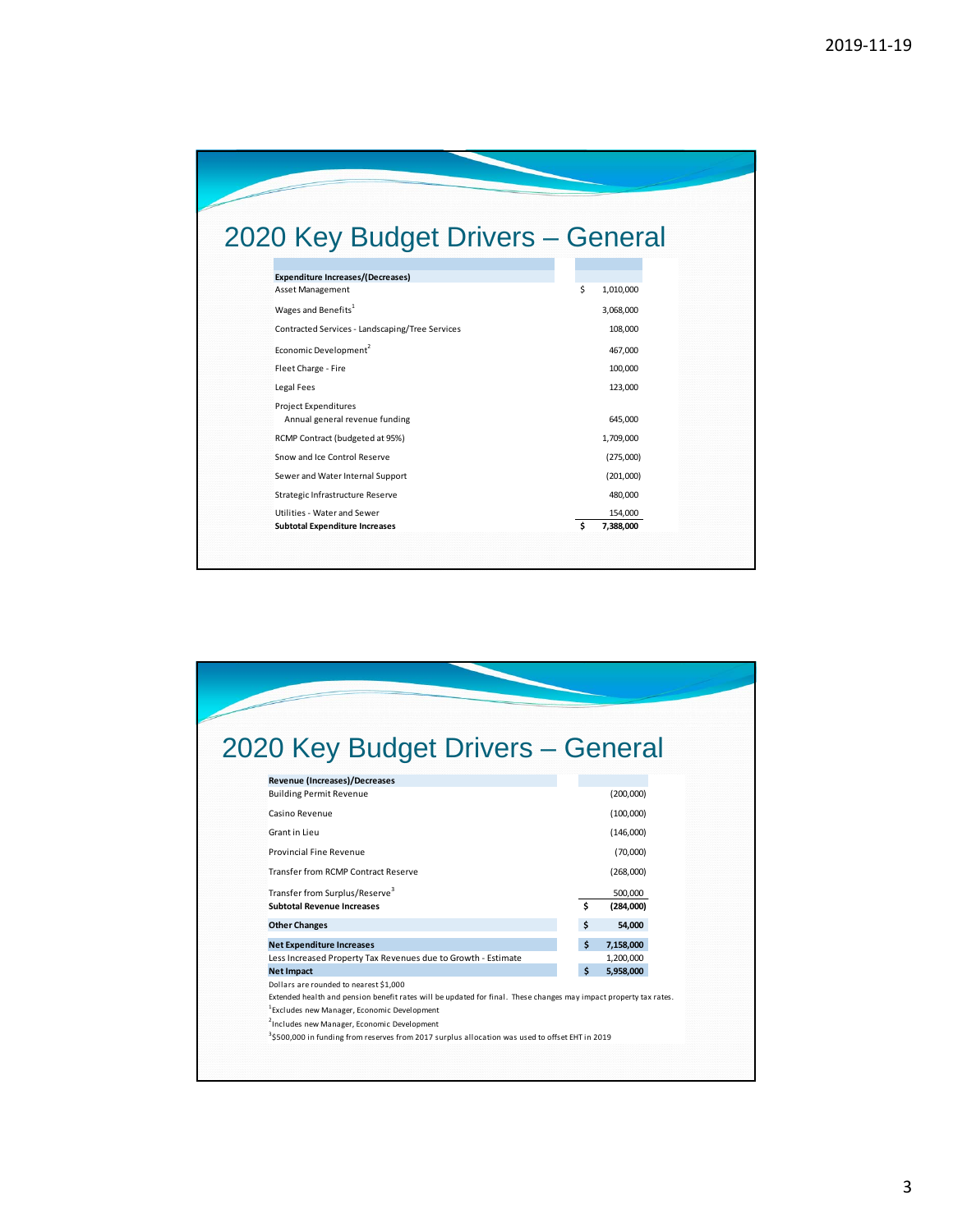## 2020 Key Budget Drivers – General

| Expenditure Increases/(Decreases) | |
|---|---|
| Asset Management | $ 1,010,000 |
| Wages and Benefits[1] | 3,068,000 |
| Contracted Services - Landscaping/Tree Services | 108,000 |
| Economic Development[2] | 467,000 |
| Fleet Charge - Fire | 100,000 |
| Legal Fees | 123,000 |
| Project Expenditures | |
| Annual general revenue funding | 645,000 |
| RCMP Contract (budgeted at 95%) | 1,709,000 |
| Snow and Ice Control Reserve | (275,000) |
| Sewer and Water Internal Support | (201,000) |
| Strategic Infrastructure Reserve | 480,000 |
| Utilities - Water and Sewer | 154,000 |
| **Subtotal Expenditure Increases** | **$ 7,388,000** |

## 2020 Key Budget Drivers – General

| Revenue (Increases)/Decreases | |
|---|---|
| Building Permit Revenue | (200,000) |
| Casino Revenue | (100,000) |
| Grant in Lieu | (146,000) |
| Provincial Fine Revenue | (70,000) |
| Transfer from RCMP Contract Reserve | (268,000) |
| Transfer from Surplus/Reserve[3] | 500,000 |
| **Subtotal Revenue Increases** | **$ (284,000)** |
| **Other Changes** | **$ 54,000** |
| **Net Expenditure Increases** | **$ 7,158,000** |
| Less Increased Property Tax Revenues due to Growth - Estimate | 1,200,000 |
| **Net Impact** | **$ 5,958,000** |

Dollars are rounded to nearest $1,000

Extended health and pension benefit rates will be updated for final. These changes may impact property tax rates.

[1]Excludes new Manager, Economic Development

[2]Includes new Manager, Economic Development

[3]$500,000 in funding from reserves from 2017 surplus allocation was used to offset EHT in 2019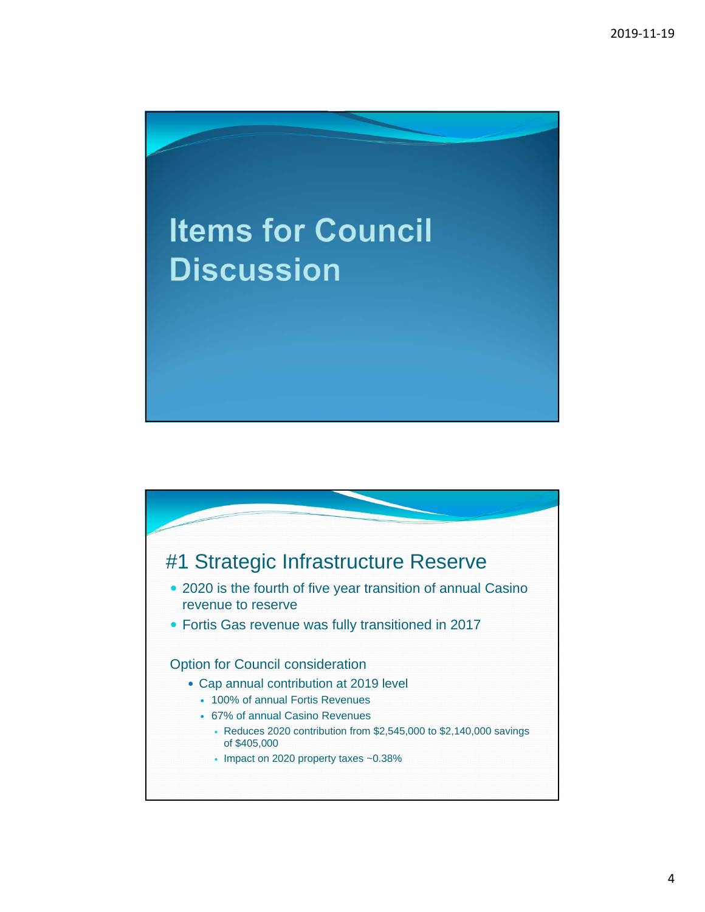# Items for Council Discussion

## #1 Strategic Infrastructure Reserve

- 2020 is the fourth of five year transition of annual Casino revenue to reserve
- Fortis Gas revenue was fully transitioned in 2017

Option for Council consideration

- Cap annual contribution at 2019 level
  - 100% of annual Fortis Revenues
  - 67% of annual Casino Revenues
    - Reduces 2020 contribution from $2,545,000 to $2,140,000 savings of $405,000
    - Impact on 2020 property taxes ~0.38%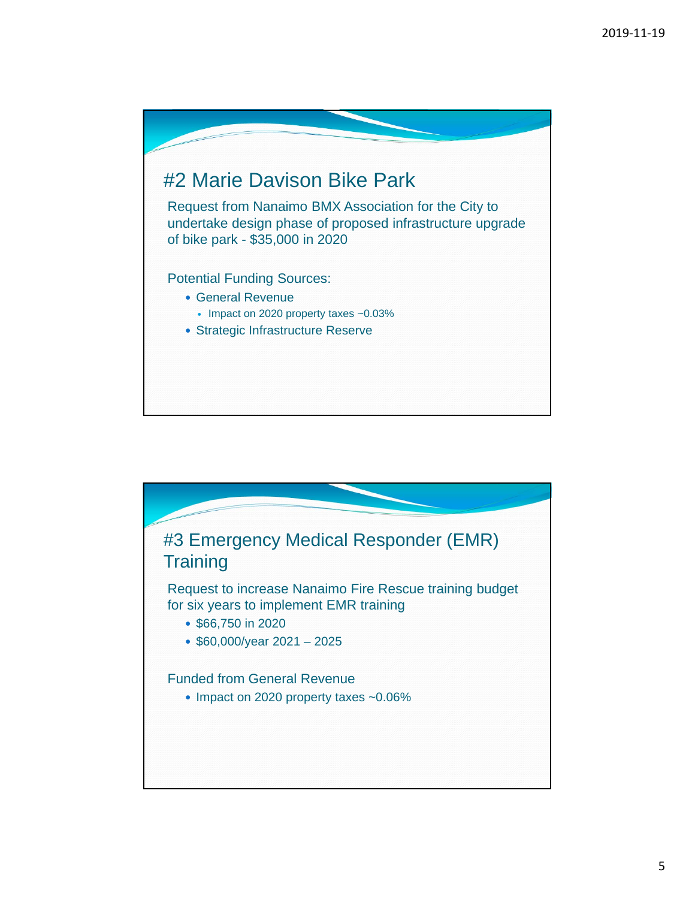## #2 Marie Davison Bike Park

Request from Nanaimo BMX Association for the City to undertake design phase of proposed infrastructure upgrade of bike park - $35,000 in 2020

Potential Funding Sources:

- General Revenue
  - Impact on 2020 property taxes ~0.03%
- Strategic Infrastructure Reserve

## #3 Emergency Medical Responder (EMR) Training

Request to increase Nanaimo Fire Rescue training budget for six years to implement EMR training

- $66,750 in 2020
- $60,000/year 2021 – 2025

Funded from General Revenue

- Impact on 2020 property taxes ~0.06%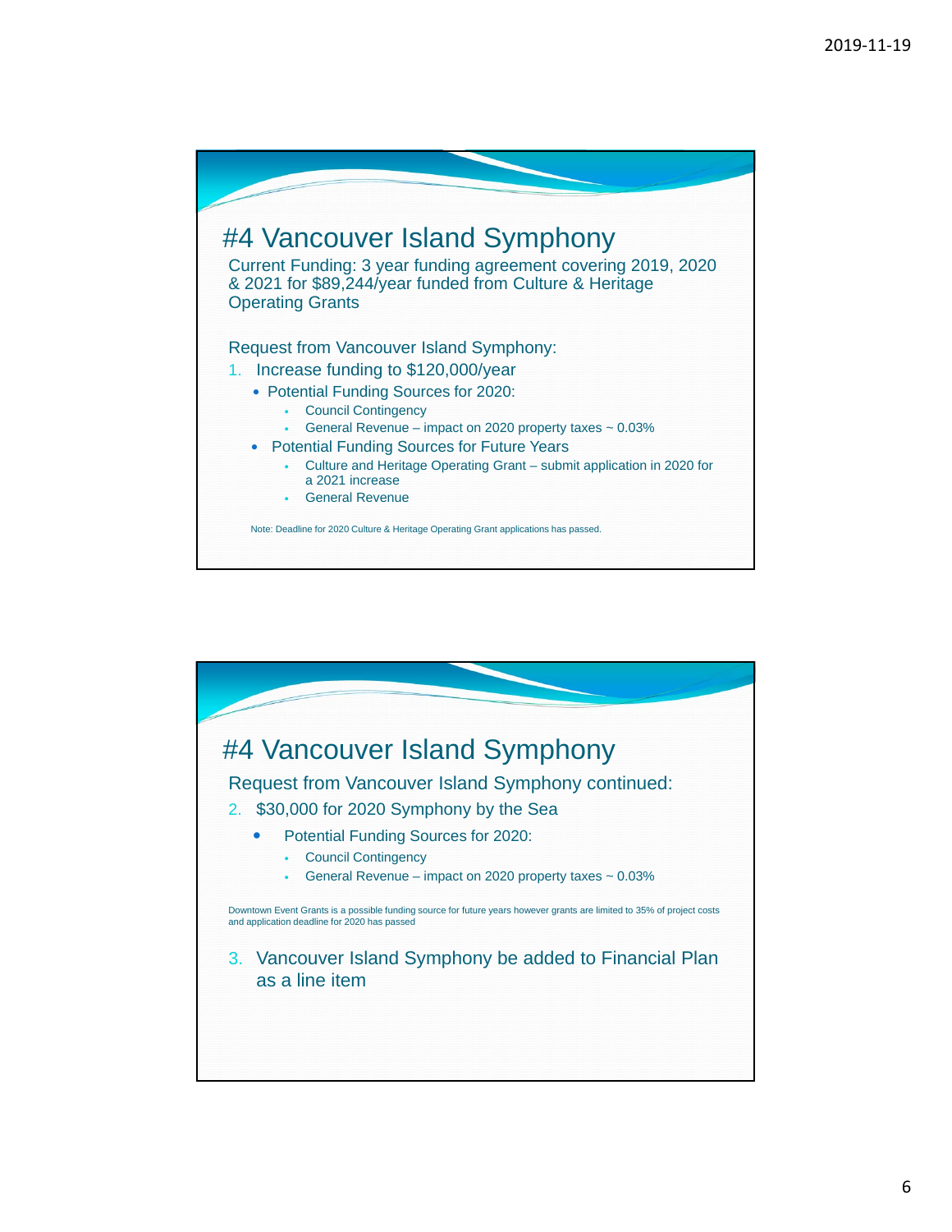# #4 Vancouver Island Symphony

Current Funding: 3 year funding agreement covering 2019, 2020 & 2021 for $89,244/year funded from Culture & Heritage Operating Grants

Request from Vancouver Island Symphony:

1. Increase funding to $120,000/year
   - Potential Funding Sources for 2020:
     - Council Contingency
     - General Revenue – impact on 2020 property taxes ~ 0.03%
   - Potential Funding Sources for Future Years
     - Culture and Heritage Operating Grant – submit application in 2020 for a 2021 increase
     - General Revenue

Note: Deadline for 2020 Culture & Heritage Operating Grant applications has passed.

# #4 Vancouver Island Symphony

Request from Vancouver Island Symphony continued:

2. $30,000 for 2020 Symphony by the Sea
   - Potential Funding Sources for 2020:
     - Council Contingency
     - General Revenue – impact on 2020 property taxes ~ 0.03%

Downtown Event Grants is a possible funding source for future years however grants are limited to 35% of project costs and application deadline for 2020 has passed

3. Vancouver Island Symphony be added to Financial Plan as a line item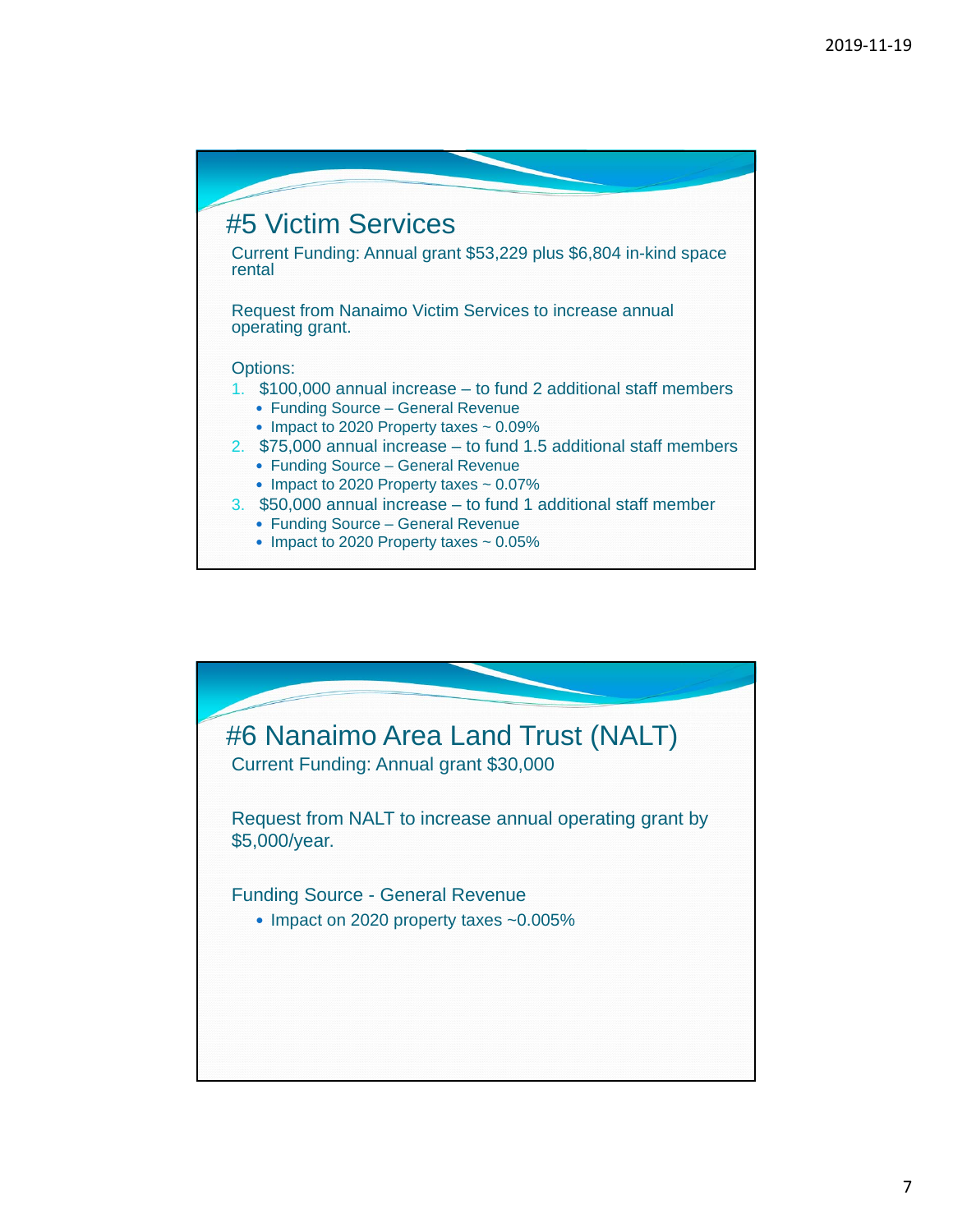## #5 Victim Services

Current Funding: Annual grant $53,229 plus $6,804 in-kind space rental

Request from Nanaimo Victim Services to increase annual operating grant.

Options:

1. $100,000 annual increase – to fund 2 additional staff members
   - Funding Source – General Revenue
   - Impact to 2020 Property taxes ~ 0.09%
2. $75,000 annual increase – to fund 1.5 additional staff members
   - Funding Source – General Revenue
   - Impact to 2020 Property taxes ~ 0.07%
3. $50,000 annual increase – to fund 1 additional staff member
   - Funding Source – General Revenue
   - Impact to 2020 Property taxes ~ 0.05%

## #6 Nanaimo Area Land Trust (NALT)

Current Funding: Annual grant $30,000

Request from NALT to increase annual operating grant by $5,000/year.

Funding Source - General Revenue

- Impact on 2020 property taxes ~0.005%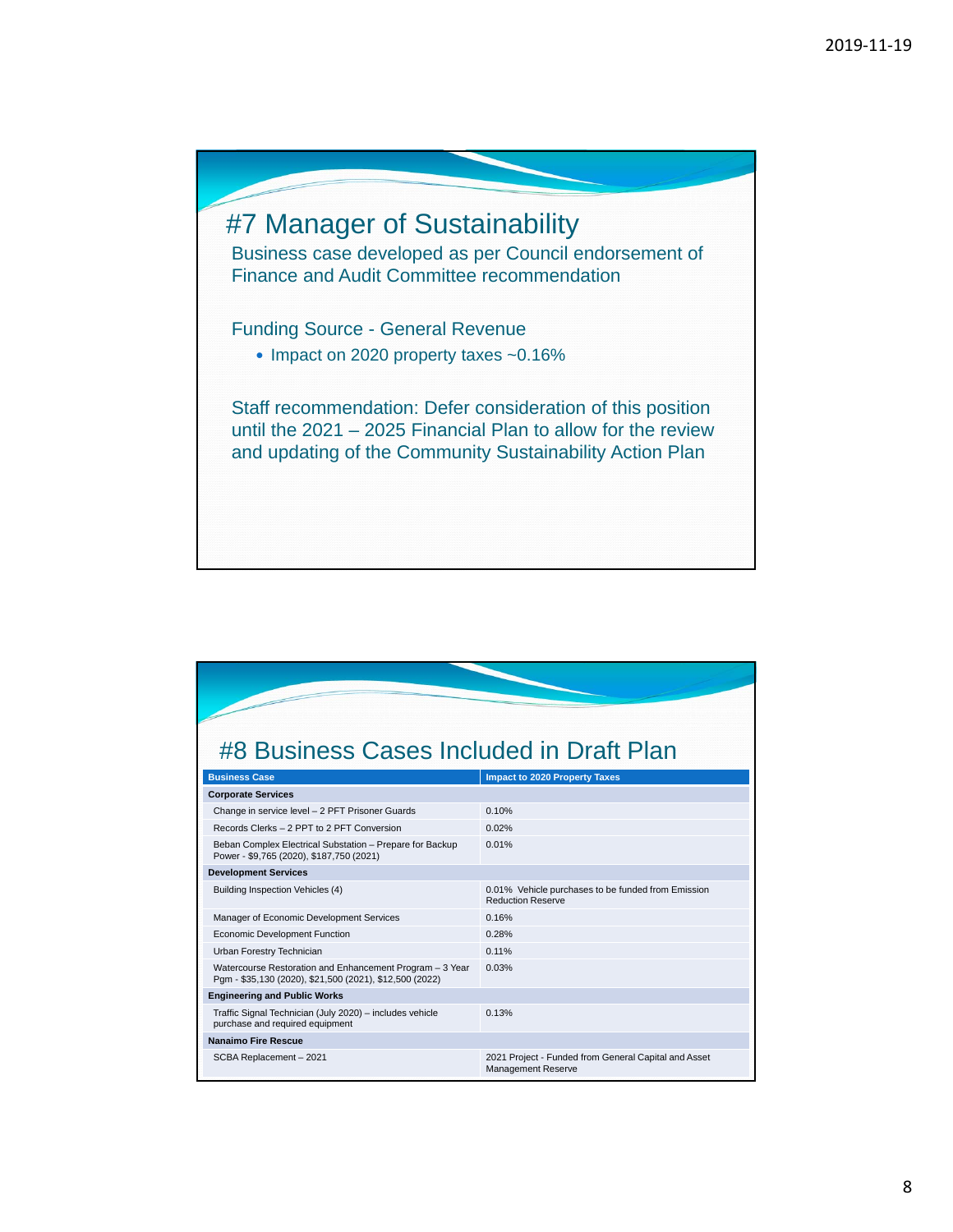## #7 Manager of Sustainability

Business case developed as per Council endorsement of Finance and Audit Committee recommendation

Funding Source - General Revenue

- Impact on 2020 property taxes ~0.16%

Staff recommendation: Defer consideration of this position until the 2021 – 2025 Financial Plan to allow for the review and updating of the Community Sustainability Action Plan

## #8 Business Cases Included in Draft Plan

| Business Case | Impact to 2020 Property Taxes |
|---|---|
| **Corporate Services** | |
| Change in service level – 2 PFT Prisoner Guards | 0.10% |
| Records Clerks – 2 PPT to 2 PFT Conversion | 0.02% |
| Beban Complex Electrical Substation – Prepare for Backup Power - $9,765 (2020), $187,750 (2021) | 0.01% |
| **Development Services** | |
| Building Inspection Vehicles (4) | 0.01% Vehicle purchases to be funded from Emission Reduction Reserve |
| Manager of Economic Development Services | 0.16% |
| Economic Development Function | 0.28% |
| Urban Forestry Technician | 0.11% |
| Watercourse Restoration and Enhancement Program – 3 Year Pgm - $35,130 (2020), $21,500 (2021), $12,500 (2022) | 0.03% |
| **Engineering and Public Works** | |
| Traffic Signal Technician (July 2020) – includes vehicle purchase and required equipment | 0.13% |
| **Nanaimo Fire Rescue** | |
| SCBA Replacement – 2021 | 2021 Project - Funded from General Capital and Asset Management Reserve |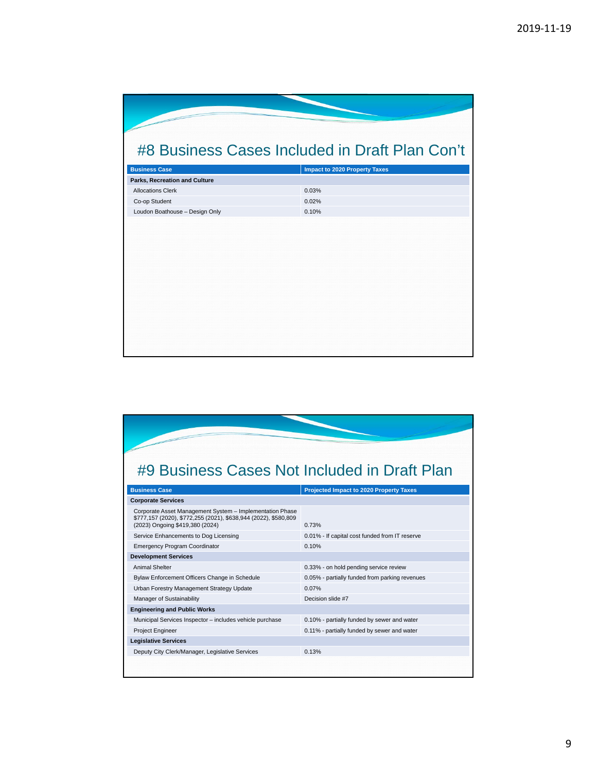## #8 Business Cases Included in Draft Plan Con't

| Business Case | Impact to 2020 Property Taxes |
|---|---|
| **Parks, Recreation and Culture** | |
| Allocations Clerk | 0.03% |
| Co-op Student | 0.02% |
| Loudon Boathouse – Design Only | 0.10% |

## #9 Business Cases Not Included in Draft Plan

| Business Case | Projected Impact to 2020 Property Taxes |
|---|---|
| **Corporate Services** | |
| Corporate Asset Management System – Implementation Phase $777,157 (2020), $772,255 (2021), $638,944 (2022), $580,809 (2023) Ongoing $419,380 (2024) | 0.73% |
| Service Enhancements to Dog Licensing | 0.01% - If capital cost funded from IT reserve |
| Emergency Program Coordinator | 0.10% |
| **Development Services** | |
| Animal Shelter | 0.33% - on hold pending service review |
| Bylaw Enforcement Officers Change in Schedule | 0.05% - partially funded from parking revenues |
| Urban Forestry Management Strategy Update | 0.07% |
| Manager of Sustainability | Decision slide #7 |
| **Engineering and Public Works** | |
| Municipal Services Inspector – includes vehicle purchase | 0.10% - partially funded by sewer and water |
| Project Engineer | 0.11% - partially funded by sewer and water |
| **Legislative Services** | |
| Deputy City Clerk/Manager, Legislative Services | 0.13% |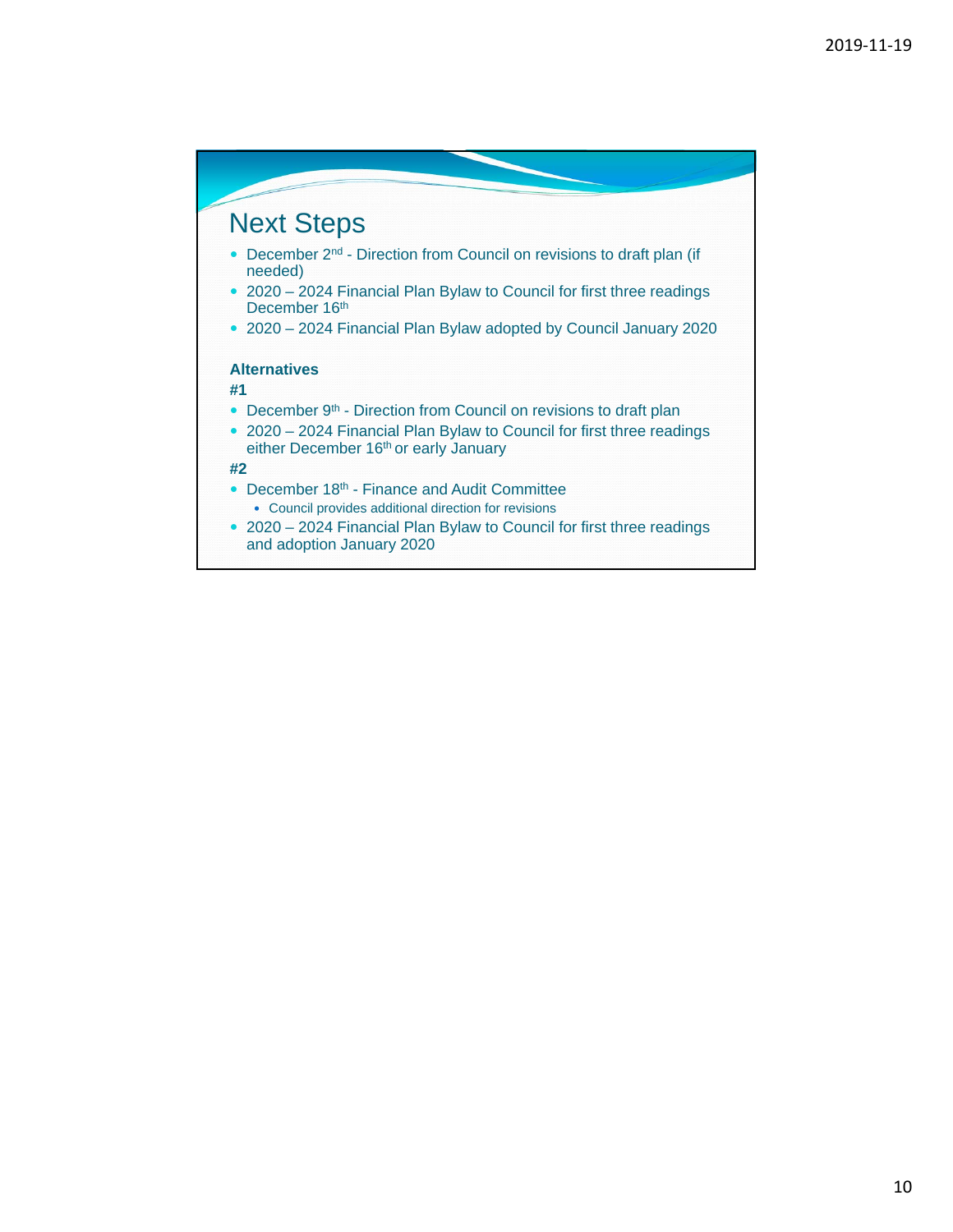## Next Steps

- December 2nd - Direction from Council on revisions to draft plan (if needed)
- 2020 – 2024 Financial Plan Bylaw to Council for first three readings December 16th
- 2020 – 2024 Financial Plan Bylaw adopted by Council January 2020

**Alternatives**

**#1**

- December 9th - Direction from Council on revisions to draft plan
- 2020 – 2024 Financial Plan Bylaw to Council for first three readings either December 16th or early January

**#2**

- December 18th - Finance and Audit Committee
  - Council provides additional direction for revisions
- 2020 – 2024 Financial Plan Bylaw to Council for first three readings and adoption January 2020